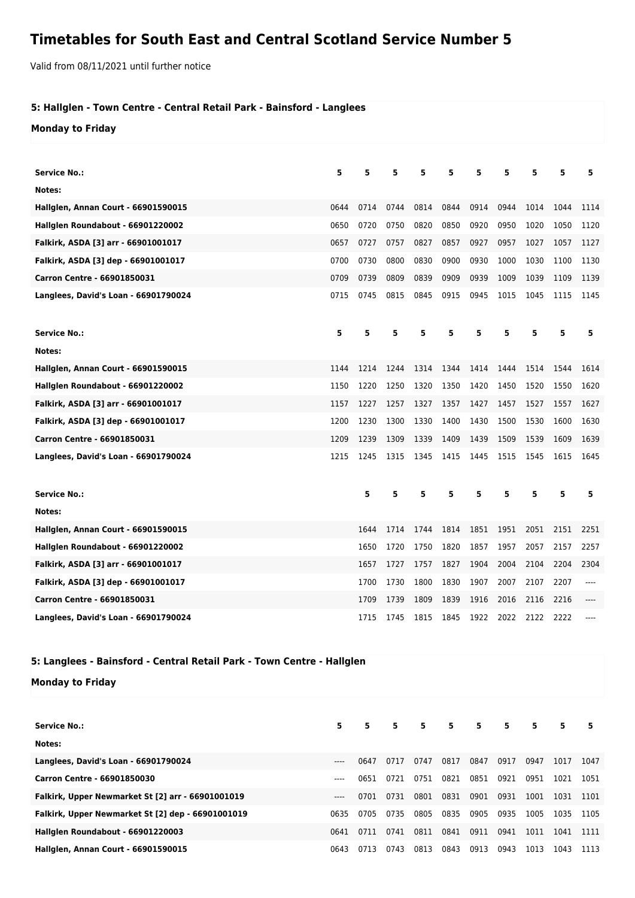# Timetables for South East and Central Scotland Service Number 5

Valid from 08/11/2021 until further notice

## 5: Hallglen - Town Centre - Central Retail Park - Bainsford - Langlees

### Monday to Friday

| Service No.: | 5 | 5 | 5 | 5 | 5 | 5 | 5 | 5 | 5 | 5 |
|---|---|---|---|---|---|---|---|---|---|---|
| Notes: | | | | | | | | | | |
| Hallglen, Annan Court - 66901590015 | 0644 | 0714 | 0744 | 0814 | 0844 | 0914 | 0944 | 1014 | 1044 | 1114 |
| Hallglen Roundabout - 66901220002 | 0650 | 0720 | 0750 | 0820 | 0850 | 0920 | 0950 | 1020 | 1050 | 1120 |
| Falkirk, ASDA [3] arr - 66901001017 | 0657 | 0727 | 0757 | 0827 | 0857 | 0927 | 0957 | 1027 | 1057 | 1127 |
| Falkirk, ASDA [3] dep - 66901001017 | 0700 | 0730 | 0800 | 0830 | 0900 | 0930 | 1000 | 1030 | 1100 | 1130 |
| Carron Centre - 66901850031 | 0709 | 0739 | 0809 | 0839 | 0909 | 0939 | 1009 | 1039 | 1109 | 1139 |
| Langlees, David's Loan - 66901790024 | 0715 | 0745 | 0815 | 0845 | 0915 | 0945 | 1015 | 1045 | 1115 | 1145 |

| Service No.: | 5 | 5 | 5 | 5 | 5 | 5 | 5 | 5 | 5 | 5 |
|---|---|---|---|---|---|---|---|---|---|---|
| Notes: | | | | | | | | | | |
| Hallglen, Annan Court - 66901590015 | 1144 | 1214 | 1244 | 1314 | 1344 | 1414 | 1444 | 1514 | 1544 | 1614 |
| Hallglen Roundabout - 66901220002 | 1150 | 1220 | 1250 | 1320 | 1350 | 1420 | 1450 | 1520 | 1550 | 1620 |
| Falkirk, ASDA [3] arr - 66901001017 | 1157 | 1227 | 1257 | 1327 | 1357 | 1427 | 1457 | 1527 | 1557 | 1627 |
| Falkirk, ASDA [3] dep - 66901001017 | 1200 | 1230 | 1300 | 1330 | 1400 | 1430 | 1500 | 1530 | 1600 | 1630 |
| Carron Centre - 66901850031 | 1209 | 1239 | 1309 | 1339 | 1409 | 1439 | 1509 | 1539 | 1609 | 1639 |
| Langlees, David's Loan - 66901790024 | 1215 | 1245 | 1315 | 1345 | 1415 | 1445 | 1515 | 1545 | 1615 | 1645 |

| Service No.: | 5 | 5 | 5 | 5 | 5 | 5 | 5 | 5 | 5 |
|---|---|---|---|---|---|---|---|---|---|
| Notes: | | | | | | | | | |
| Hallglen, Annan Court - 66901590015 | 1644 | 1714 | 1744 | 1814 | 1851 | 1951 | 2051 | 2151 | 2251 |
| Hallglen Roundabout - 66901220002 | 1650 | 1720 | 1750 | 1820 | 1857 | 1957 | 2057 | 2157 | 2257 |
| Falkirk, ASDA [3] arr - 66901001017 | 1657 | 1727 | 1757 | 1827 | 1904 | 2004 | 2104 | 2204 | 2304 |
| Falkirk, ASDA [3] dep - 66901001017 | 1700 | 1730 | 1800 | 1830 | 1907 | 2007 | 2107 | 2207 | ---- |
| Carron Centre - 66901850031 | 1709 | 1739 | 1809 | 1839 | 1916 | 2016 | 2116 | 2216 | ---- |
| Langlees, David's Loan - 66901790024 | 1715 | 1745 | 1815 | 1845 | 1922 | 2022 | 2122 | 2222 | ---- |

## 5: Langlees - Bainsford - Central Retail Park - Town Centre - Hallglen

### Monday to Friday

| Service No.: | 5 | 5 | 5 | 5 | 5 | 5 | 5 | 5 | 5 | 5 |
|---|---|---|---|---|---|---|---|---|---|---|
| Notes: | | | | | | | | | | |
| Langlees, David's Loan - 66901790024 | ---- | 0647 | 0717 | 0747 | 0817 | 0847 | 0917 | 0947 | 1017 | 1047 |
| Carron Centre - 66901850030 | ---- | 0651 | 0721 | 0751 | 0821 | 0851 | 0921 | 0951 | 1021 | 1051 |
| Falkirk, Upper Newmarket St [2] arr - 66901001019 | ---- | 0701 | 0731 | 0801 | 0831 | 0901 | 0931 | 1001 | 1031 | 1101 |
| Falkirk, Upper Newmarket St [2] dep - 66901001019 | 0635 | 0705 | 0735 | 0805 | 0835 | 0905 | 0935 | 1005 | 1035 | 1105 |
| Hallglen Roundabout - 66901220003 | 0641 | 0711 | 0741 | 0811 | 0841 | 0911 | 0941 | 1011 | 1041 | 1111 |
| Hallglen, Annan Court - 66901590015 | 0643 | 0713 | 0743 | 0813 | 0843 | 0913 | 0943 | 1013 | 1043 | 1113 |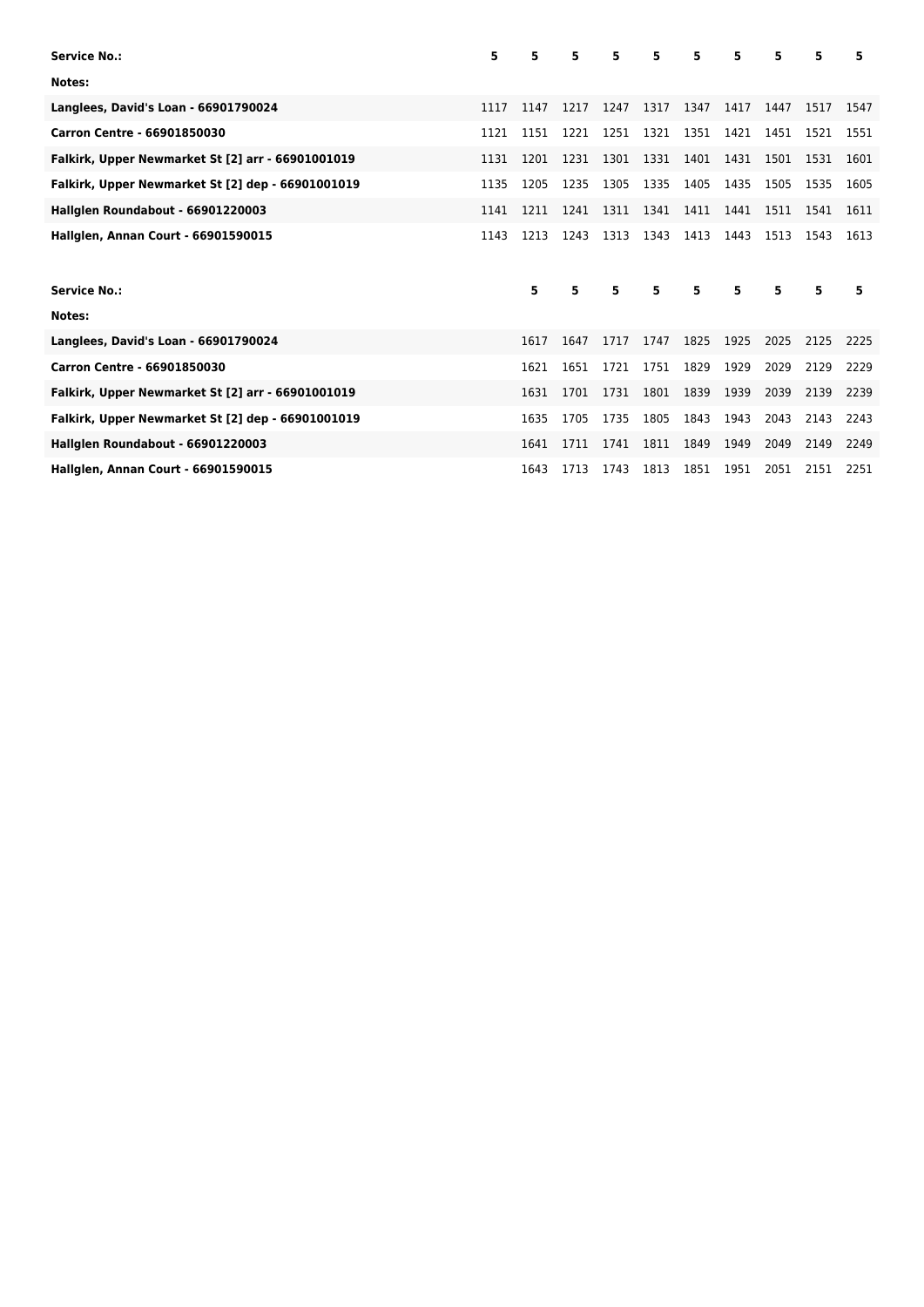| Service No.: | 5 | 5 | 5 | 5 | 5 | 5 | 5 | 5 | 5 | 5 |
|---|---|---|---|---|---|---|---|---|---|---|
| Notes: | | | | | | | | | | |
| Langlees, David's Loan - 66901790024 | 1117 | 1147 | 1217 | 1247 | 1317 | 1347 | 1417 | 1447 | 1517 | 1547 |
| Carron Centre - 66901850030 | 1121 | 1151 | 1221 | 1251 | 1321 | 1351 | 1421 | 1451 | 1521 | 1551 |
| Falkirk, Upper Newmarket St [2] arr - 66901001019 | 1131 | 1201 | 1231 | 1301 | 1331 | 1401 | 1431 | 1501 | 1531 | 1601 |
| Falkirk, Upper Newmarket St [2] dep - 66901001019 | 1135 | 1205 | 1235 | 1305 | 1335 | 1405 | 1435 | 1505 | 1535 | 1605 |
| Hallglen Roundabout - 66901220003 | 1141 | 1211 | 1241 | 1311 | 1341 | 1411 | 1441 | 1511 | 1541 | 1611 |
| Hallglen, Annan Court - 66901590015 | 1143 | 1213 | 1243 | 1313 | 1343 | 1413 | 1443 | 1513 | 1543 | 1613 |

| Service No.: | 5 | 5 | 5 | 5 | 5 | 5 | 5 | 5 | 5 |
|---|---|---|---|---|---|---|---|---|---|
| Notes: | | | | | | | | | |
| Langlees, David's Loan - 66901790024 | 1617 | 1647 | 1717 | 1747 | 1825 | 1925 | 2025 | 2125 | 2225 |
| Carron Centre - 66901850030 | 1621 | 1651 | 1721 | 1751 | 1829 | 1929 | 2029 | 2129 | 2229 |
| Falkirk, Upper Newmarket St [2] arr - 66901001019 | 1631 | 1701 | 1731 | 1801 | 1839 | 1939 | 2039 | 2139 | 2239 |
| Falkirk, Upper Newmarket St [2] dep - 66901001019 | 1635 | 1705 | 1735 | 1805 | 1843 | 1943 | 2043 | 2143 | 2243 |
| Hallglen Roundabout - 66901220003 | 1641 | 1711 | 1741 | 1811 | 1849 | 1949 | 2049 | 2149 | 2249 |
| Hallglen, Annan Court - 66901590015 | 1643 | 1713 | 1743 | 1813 | 1851 | 1951 | 2051 | 2151 | 2251 |